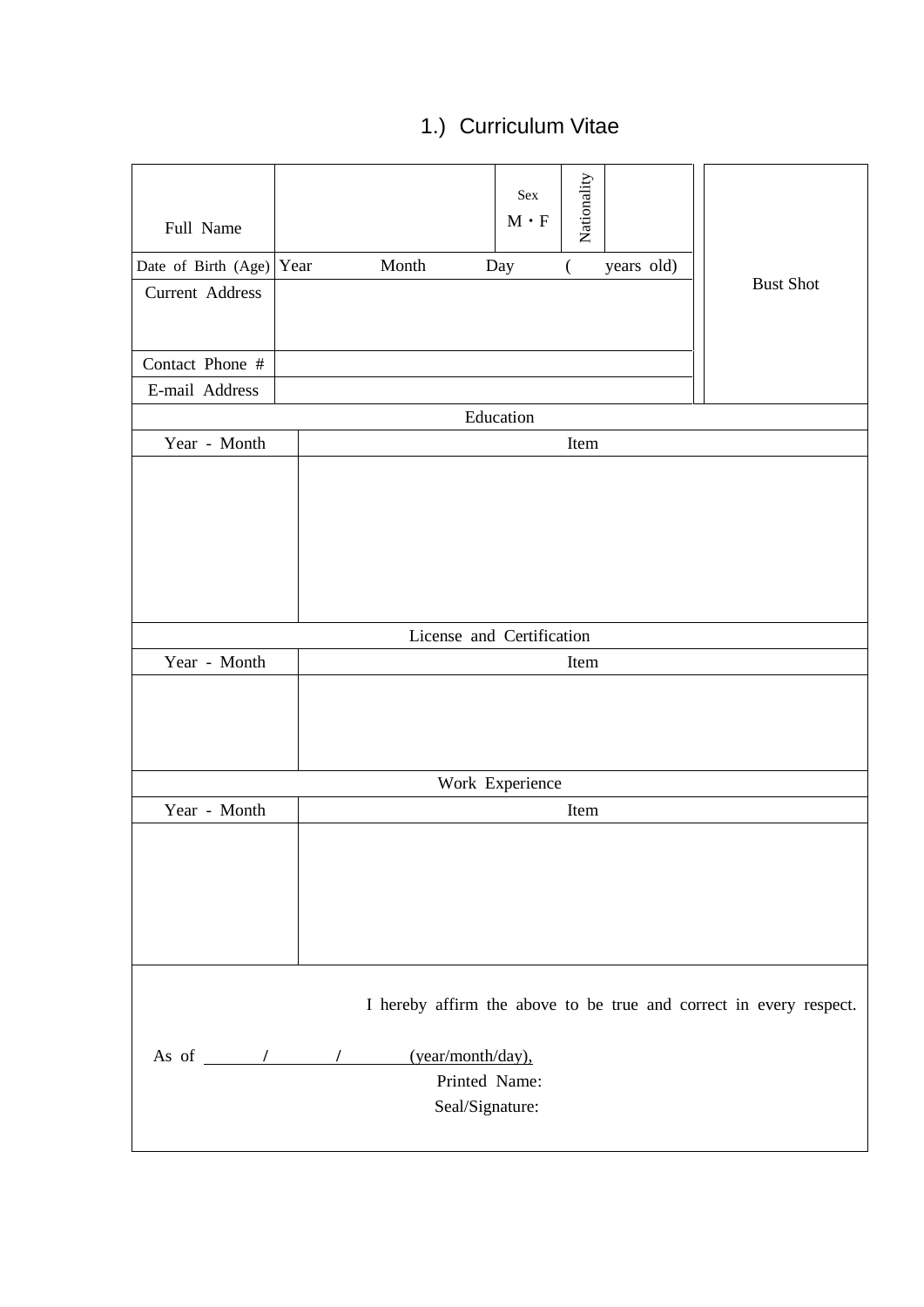# 1.) Curriculum Vitae

| Full Name | | Sex M・F | Nationality | | Bust Shot |
|---|---|---|---|---|---|
| Date of Birth (Age) | Year Month Day ( years old) | | | | |
| Current Address | | | | | |
| Contact Phone # | | | | | |
| E-mail Address | | | | | |

| Education | |
|---|---|
| Year - Month | Item |
| | |

| License and Certification | |
|---|---|
| Year - Month | Item |
| | |

| Work Experience | |
|---|---|
| Year - Month | Item |
| | |

I hereby affirm the above to be true and correct in every respect.

As of ____/____/____ (year/month/day),

Printed Name:

Seal/Signature: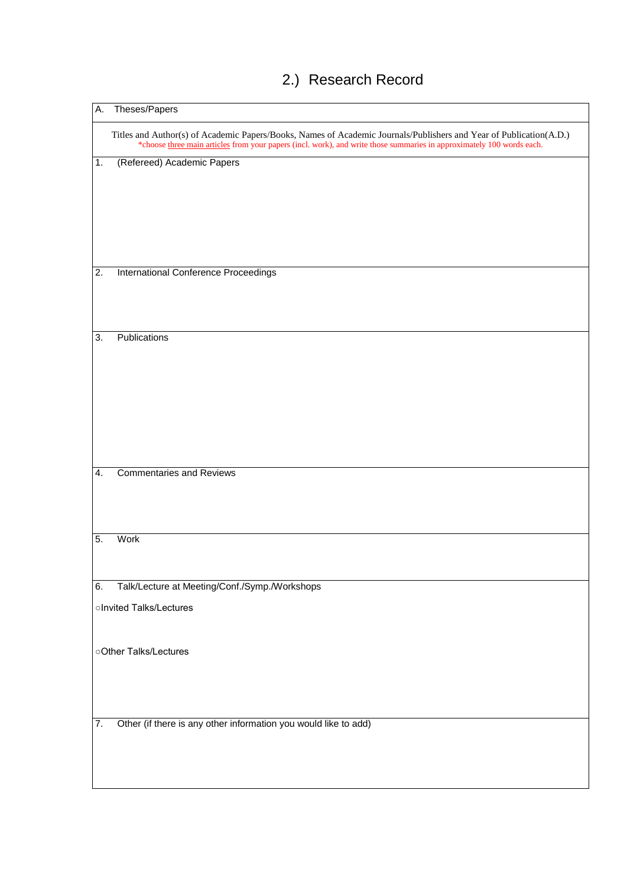# 2.) Research Record

A. Theses/Papers

Titles and Author(s) of Academic Papers/Books, Names of Academic Journals/Publishers and Year of Publication(A.D.)
*choose three main articles from your papers (incl. work), and write those summaries in approximately 100 words each.

1. (Refereed) Academic Papers

2. International Conference Proceedings

3. Publications

4. Commentaries and Reviews

5. Work

6. Talk/Lecture at Meeting/Conf./Symp./Workshops

○Invited Talks/Lectures

○Other Talks/Lectures

7. Other (if there is any other information you would like to add)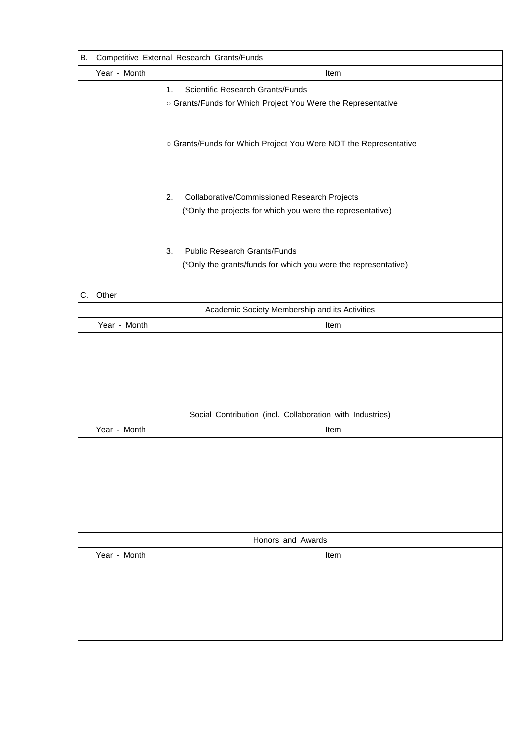| B. Competitive External Research Grants/Funds | |
|---|---|
| Year - Month | Item |
| | 1. Scientific Research Grants/Funds<br>○ Grants/Funds for Which Project You Were the Representative<br><br>○ Grants/Funds for Which Project You Were NOT the Representative<br><br>2. Collaborative/Commissioned Research Projects<br>(*Only the projects for which you were the representative)<br><br>3. Public Research Grants/Funds<br>(*Only the grants/funds for which you were the representative) |

| C. Other | |
|---|---|
| Academic Society Membership and its Activities | |
| Year - Month | Item |
| | |

| Social Contribution (incl. Collaboration with Industries) | |
|---|---|
| Year - Month | Item |
| | |

| Honors and Awards | |
|---|---|
| Year - Month | Item |
| | |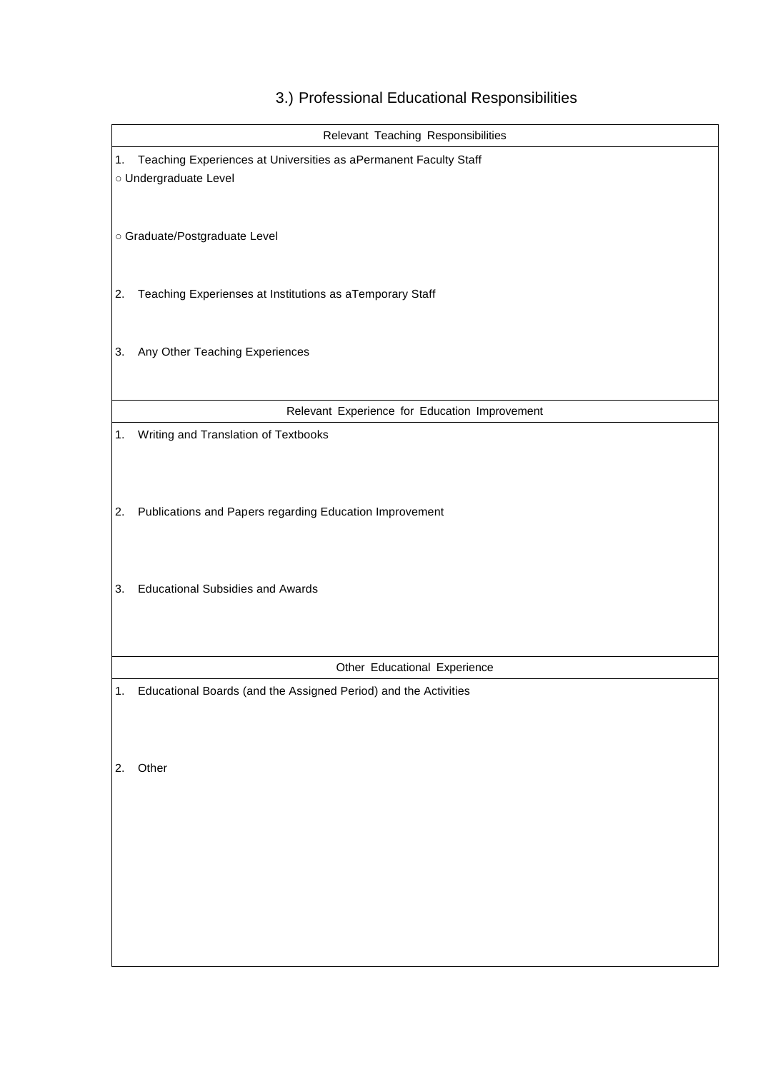## 3.) Professional Educational Responsibilities

| Relevant Teaching Responsibilities |
|---|
| 1. Teaching Experiences at Universities as aPermanent Faculty Staff<br>○ Undergraduate Level<br><br>○ Graduate/Postgraduate Level<br><br>2. Teaching Experienses at Institutions as aTemporary Staff<br><br>3. Any Other Teaching Experiences |
| **Relevant Experience for Education Improvement** |
| 1. Writing and Translation of Textbooks<br><br>2. Publications and Papers regarding Education Improvement<br><br>3. Educational Subsidies and Awards |
| **Other Educational Experience** |
| 1. Educational Boards (and the Assigned Period) and the Activities<br><br>2. Other |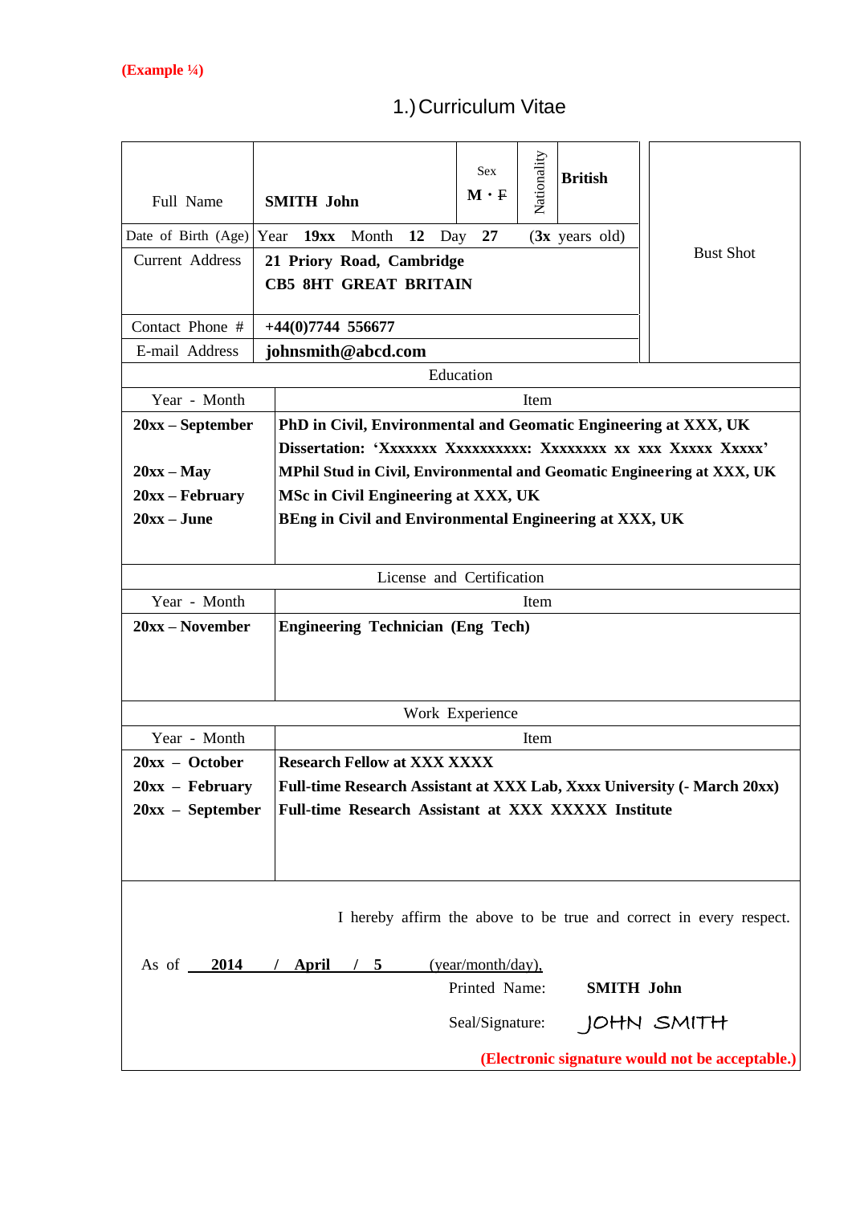**(Example ¼)**

# 1.) Curriculum Vitae

| Full Name | SMITH John | Sex M・~~F~~ | Nationality | British | Bust Shot |
|---|---|---|---|---|---|
| Date of Birth (Age) | Year **19xx** Month **12** Day **27** (**3x** years old) | | | | |
| Current Address | **21 Priory Road, Cambridge CB5 8HT GREAT BRITAIN** | | | | |
| Contact Phone # | **+44(0)7744 556677** | | | | |
| E-mail Address | **johnsmith@abcd.com** | | | | |

**Education**

| Year - Month | Item |
|---|---|
| **20xx – September** | **PhD in Civil, Environmental and Geomatic Engineering at XXX, UK** |
| | **Dissertation: 'Xxxxxxx Xxxxxxxxxx: Xxxxxxxx xx xxx Xxxxx Xxxxx'** |
| **20xx – May** | **MPhil Stud in Civil, Environmental and Geomatic Engineering at XXX, UK** |
| **20xx – February** | **MSc in Civil Engineering at XXX, UK** |
| **20xx – June** | **BEng in Civil and Environmental Engineering at XXX, UK** |

**License and Certification**

| Year - Month | Item |
|---|---|
| **20xx – November** | **Engineering Technician (Eng Tech)** |

**Work Experience**

| Year - Month | Item |
|---|---|
| **20xx – October** | **Research Fellow at XXX XXXX** |
| **20xx – February** | **Full-time Research Assistant at XXX Lab, Xxxx University (- March 20xx)** |
| **20xx – September** | **Full-time Research Assistant at XXX XXXXX Institute** |

I hereby affirm the above to be true and correct in every respect.

As of **2014 / April / 5** (year/month/day),

Printed Name: **SMITH John**

Seal/Signature: JOHN SMITH

**(Electronic signature would not be acceptable.)**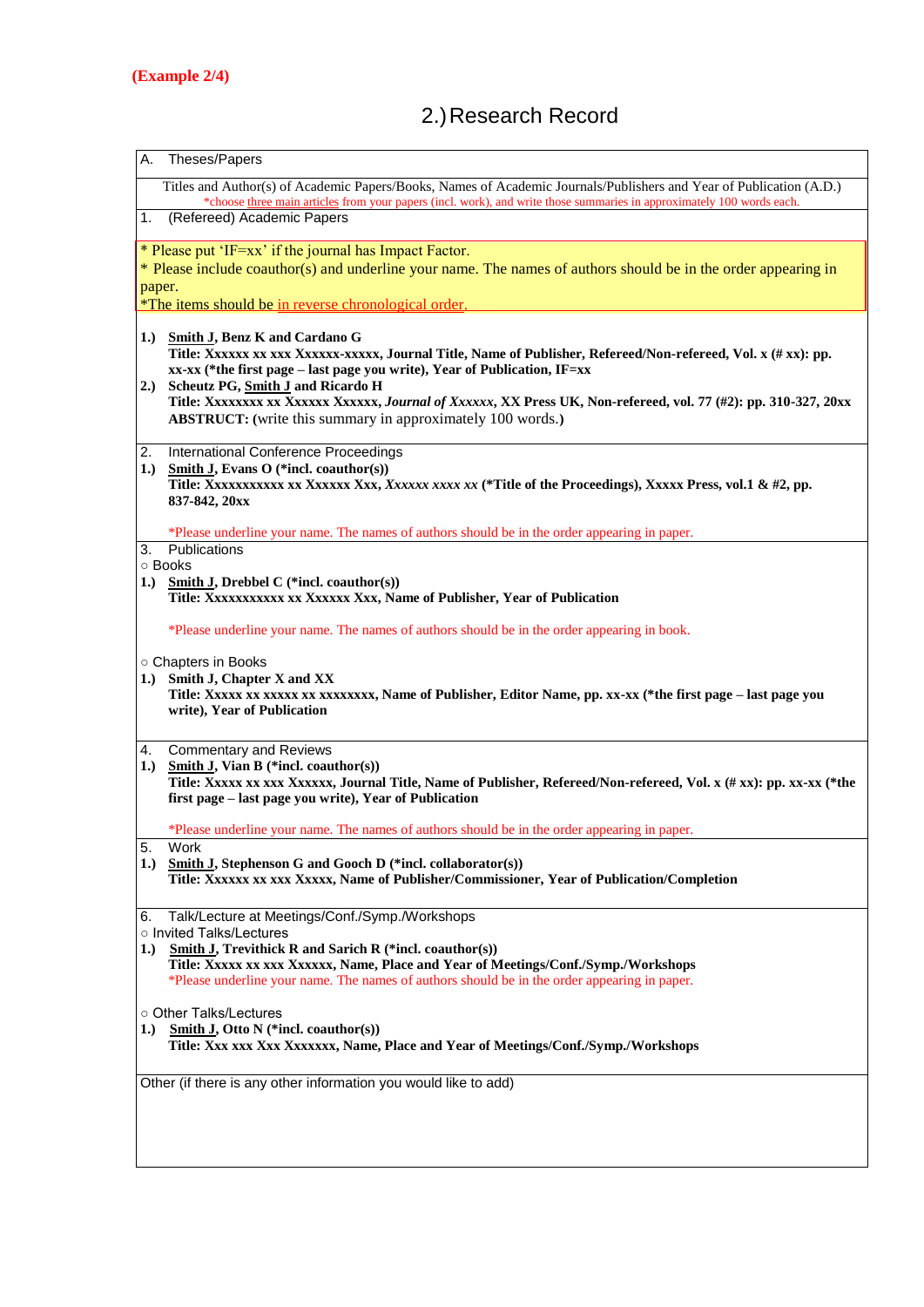(Example 2/4)

## 2.) Research Record

A. Theses/Papers

Titles and Author(s) of Academic Papers/Books, Names of Academic Journals/Publishers and Year of Publication (A.D.)
*choose three main articles from your papers (incl. work), and write those summaries in approximately 100 words each.

1. (Refereed) Academic Papers

* Please put 'IF=xx' if the journal has Impact Factor.
* Please include coauthor(s) and underline your name. The names of authors should be in the order appearing in paper.
*The items should be in reverse chronological order.

**1.)** **Smith J, Benz K and Cardano G**
**Title: Xxxxxx xx xxx Xxxxxx-xxxxx, Journal Title, Name of Publisher, Refereed/Non-refereed, Vol. x (# xx): pp. xx-xx (*the first page – last page you write), Year of Publication, IF=xx**

**2.)** **Scheutz PG, Smith J and Ricardo H**
**Title: Xxxxxxxx xx Xxxxxx Xxxxxx, *Journal of Xxxxxx*, XX Press UK, Non-refereed, vol. 77 (#2): pp. 310-327, 20xx**
**ABSTRUCT:** (write this summary in approximately 100 words.)

2. International Conference Proceedings

**1.)** **Smith J, Evans O (*incl. coauthor(s))**
**Title: Xxxxxxxxxxx xx Xxxxxx Xxx, *Xxxxxx xxxx xx* (*Title of the Proceedings), Xxxxx Press, vol.1 & #2, pp. 837-842, 20xx**

*Please underline your name. The names of authors should be in the order appearing in paper.

3. Publications

○ Books

**1.)** **Smith J, Drebbel C (*incl. coauthor(s))**
**Title: Xxxxxxxxxxx xx Xxxxxx Xxx, Name of Publisher, Year of Publication**

*Please underline your name. The names of authors should be in the order appearing in book.

○ Chapters in Books

**1.)** **Smith J, Chapter X and XX**
**Title: Xxxxx xx xxxxx xx xxxxxxxx, Name of Publisher, Editor Name, pp. xx-xx (*the first page – last page you write), Year of Publication**

4. Commentary and Reviews

**1.)** **Smith J, Vian B (*incl. coauthor(s))**
**Title: Xxxxx xx xxx Xxxxxx, Journal Title, Name of Publisher, Refereed/Non-refereed, Vol. x (# xx): pp. xx-xx (*the first page – last page you write), Year of Publication**

*Please underline your name. The names of authors should be in the order appearing in paper.

5. Work

**1.)** **Smith J, Stephenson G and Gooch D (*incl. collaborator(s))**
**Title: Xxxxxx xx xxx Xxxxx, Name of Publisher/Commissioner, Year of Publication/Completion**

6. Talk/Lecture at Meetings/Conf./Symp./Workshops

○ Invited Talks/Lectures

**1.)** **Smith J, Trevithick R and Sarich R (*incl. coauthor(s))**
**Title: Xxxxx xx xxx Xxxxxx, Name, Place and Year of Meetings/Conf./Symp./Workshops**
*Please underline your name. The names of authors should be in the order appearing in paper.

○ Other Talks/Lectures

**1.)** **Smith J, Otto N (*incl. coauthor(s))**
**Title: Xxx xxx Xxx Xxxxxxx, Name, Place and Year of Meetings/Conf./Symp./Workshops**

Other (if there is any other information you would like to add)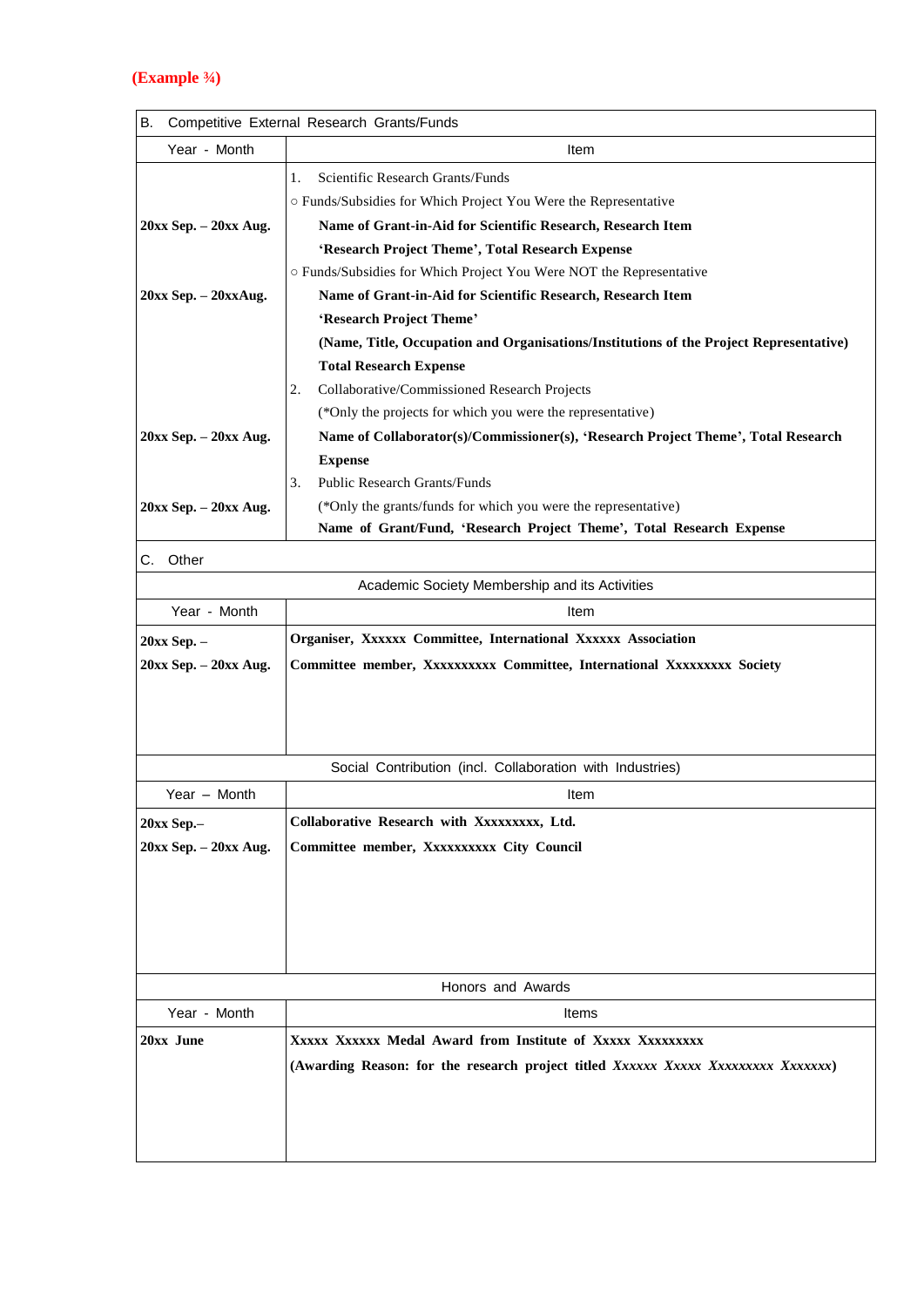**(Example ¾)**

| B. Competitive External Research Grants/Funds | |
|---|---|
| Year - Month | Item |
| | 1. Scientific Research Grants/Funds |
| | ○ Funds/Subsidies for Which Project You Were the Representative |
| **20xx Sep. – 20xx Aug.** | **Name of Grant-in-Aid for Scientific Research, Research Item** |
| | **'Research Project Theme', Total Research Expense** |
| | ○ Funds/Subsidies for Which Project You Were NOT the Representative |
| **20xx Sep. – 20xxAug.** | **Name of Grant-in-Aid for Scientific Research, Research Item** |
| | **'Research Project Theme'** |
| | **(Name, Title, Occupation and Organisations/Institutions of the Project Representative)** |
| | **Total Research Expense** |
| | 2. Collaborative/Commissioned Research Projects |
| | (*Only the projects for which you were the representative) |
| **20xx Sep. – 20xx Aug.** | **Name of Collaborator(s)/Commissioner(s), 'Research Project Theme', Total Research Expense** |
| | 3. Public Research Grants/Funds |
| **20xx Sep. – 20xx Aug.** | (*Only the grants/funds for which you were the representative) |
| | **Name of Grant/Fund, 'Research Project Theme', Total Research Expense** |

| C. Other | |
|---|---|
| Academic Society Membership and its Activities | |
| Year - Month | Item |
| **20xx Sep. –** | **Organiser, Xxxxxx Committee, International Xxxxxx Association** |
| **20xx Sep. – 20xx Aug.** | **Committee member, Xxxxxxxxxx Committee, International Xxxxxxxxx Society** |
| Social Contribution (incl. Collaboration with Industries) | |
| Year – Month | Item |
| **20xx Sep.–** | **Collaborative Research with Xxxxxxxxx, Ltd.** |
| **20xx Sep. – 20xx Aug.** | **Committee member, Xxxxxxxxxx City Council** |
| Honors and Awards | |
| Year - Month | Items |
| **20xx June** | **Xxxxx Xxxxxx Medal Award from Institute of Xxxxx Xxxxxxxxx** |
| | **(Awarding Reason: for the research project titled *Xxxxxx Xxxxx Xxxxxxxxx Xxxxxxx*)** |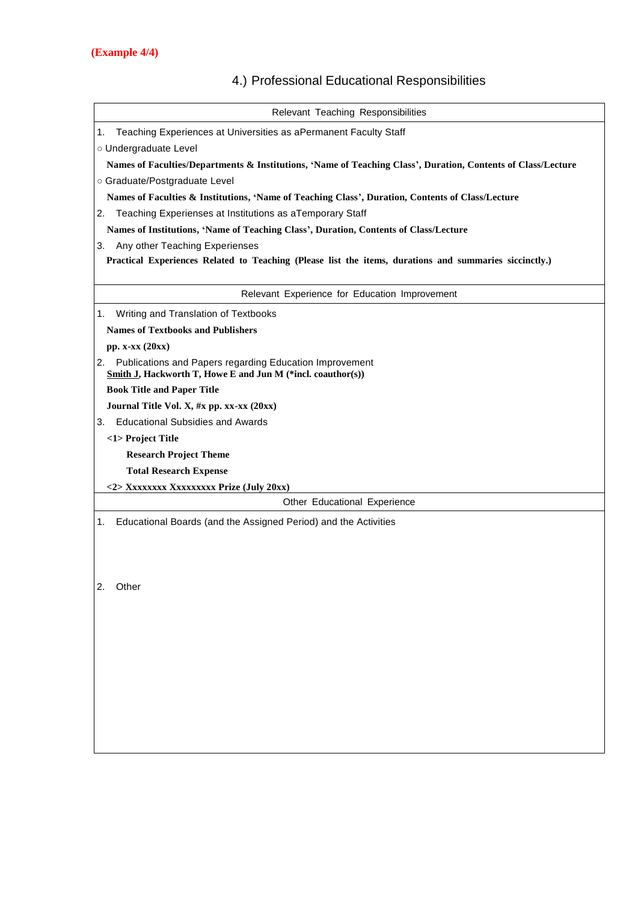**(Example 4/4)**

# 4.) Professional Educational Responsibilities

## Relevant Teaching Responsibilities

1. Teaching Experiences at Universities as aPermanent Faculty Staff

○ Undergraduate Level

**Names of Faculties/Departments & Institutions, 'Name of Teaching Class', Duration, Contents of Class/Lecture**

○ Graduate/Postgraduate Level

**Names of Faculties & Institutions, 'Name of Teaching Class', Duration, Contents of Class/Lecture**

2. Teaching Experienses at Institutions as aTemporary Staff

**Names of Institutions, 'Name of Teaching Class', Duration, Contents of Class/Lecture**

3. Any other Teaching Experienses

**Practical Experiences Related to Teaching (Please list the items, durations and summaries siccinctly.)**

## Relevant Experience for Education Improvement

1. Writing and Translation of Textbooks

**Names of Textbooks and Publishers**

**pp. x-xx (20xx)**

2. Publications and Papers regarding Education Improvement

**<u>Smith J</u>, Hackworth T, Howe E and Jun M (*incl. coauthor(s))**

**Book Title and Paper Title**

**Journal Title Vol. X, #x pp. xx-xx (20xx)**

3. Educational Subsidies and Awards

**<1> Project Title**

**Research Project Theme**

**Total Research Expense**

**<2> Xxxxxxxx Xxxxxxxxx Prize (July 20xx)**

## Other Educational Experience

1. Educational Boards (and the Assigned Period) and the Activities

2. Other